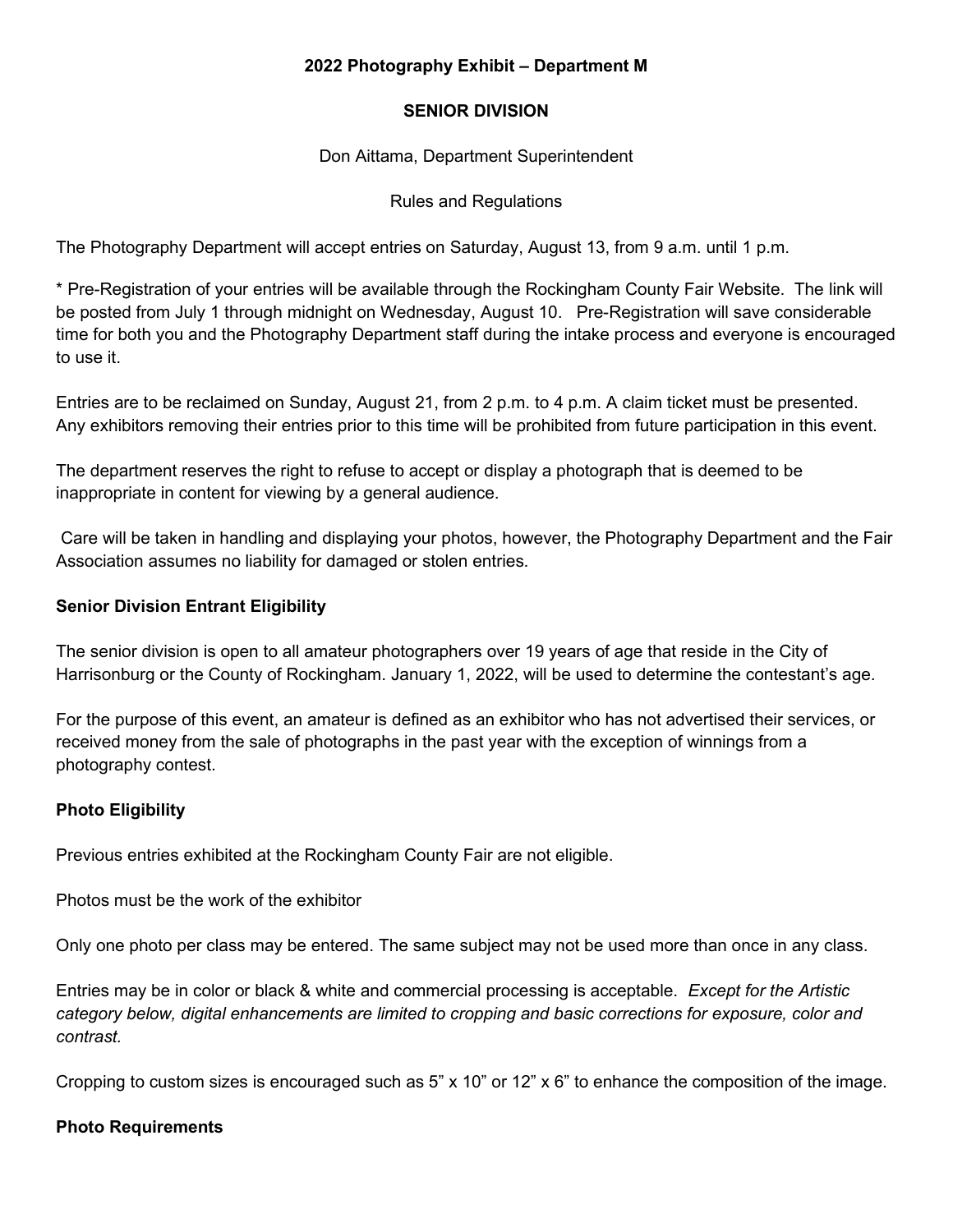**2022 Photography Exhibit – Department M**

**SENIOR DIVISION**

Don Aittama, Department Superintendent

Rules and Regulations

The Photography Department will accept entries on Saturday, August 13, from 9 a.m. until 1 p.m.

* Pre-Registration of your entries will be available through the Rockingham County Fair Website. The link will be posted from July 1 through midnight on Wednesday, August 10. Pre-Registration will save considerable time for both you and the Photography Department staff during the intake process and everyone is encouraged to use it.

Entries are to be reclaimed on Sunday, August 21, from 2 p.m. to 4 p.m. A claim ticket must be presented. Any exhibitors removing their entries prior to this time will be prohibited from future participation in this event.

The department reserves the right to refuse to accept or display a photograph that is deemed to be inappropriate in content for viewing by a general audience.

Care will be taken in handling and displaying your photos, however, the Photography Department and the Fair Association assumes no liability for damaged or stolen entries.

**Senior Division Entrant Eligibility**

The senior division is open to all amateur photographers over 19 years of age that reside in the City of Harrisonburg or the County of Rockingham. January 1, 2022, will be used to determine the contestant's age.

For the purpose of this event, an amateur is defined as an exhibitor who has not advertised their services, or received money from the sale of photographs in the past year with the exception of winnings from a photography contest.

**Photo Eligibility**

Previous entries exhibited at the Rockingham County Fair are not eligible.

Photos must be the work of the exhibitor

Only one photo per class may be entered. The same subject may not be used more than once in any class.

Entries may be in color or black & white and commercial processing is acceptable. *Except for the Artistic category below, digital enhancements are limited to cropping and basic corrections for exposure, color and contrast.*

Cropping to custom sizes is encouraged such as 5" x 10" or 12" x 6" to enhance the composition of the image.

**Photo Requirements**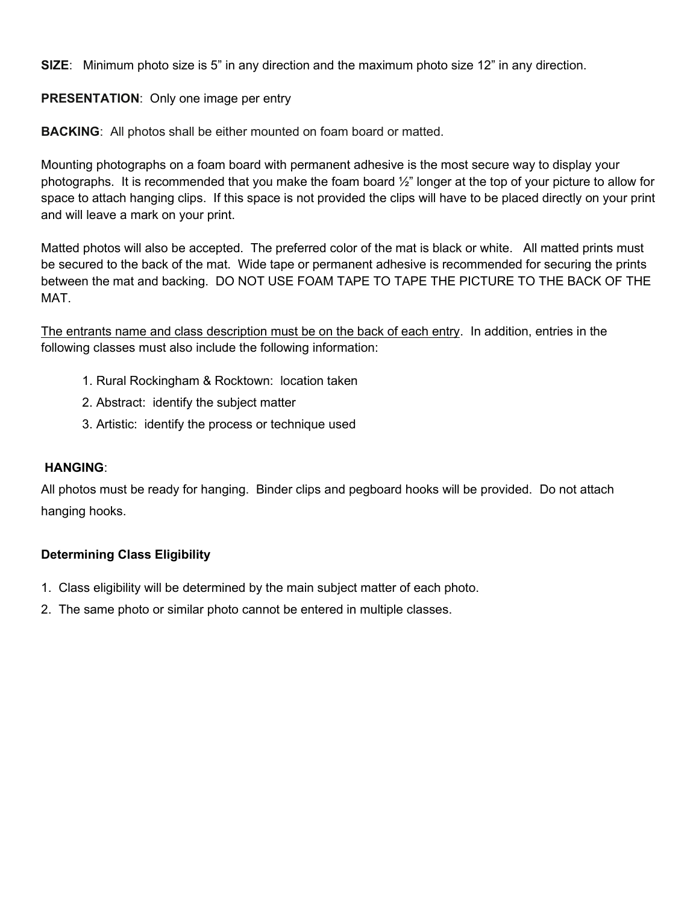**SIZE**: Minimum photo size is 5" in any direction and the maximum photo size 12" in any direction.

**PRESENTATION**: Only one image per entry

**BACKING**: All photos shall be either mounted on foam board or matted.

Mounting photographs on a foam board with permanent adhesive is the most secure way to display your photographs. It is recommended that you make the foam board ½" longer at the top of your picture to allow for space to attach hanging clips. If this space is not provided the clips will have to be placed directly on your print and will leave a mark on your print.

Matted photos will also be accepted. The preferred color of the mat is black or white. All matted prints must be secured to the back of the mat. Wide tape or permanent adhesive is recommended for securing the prints between the mat and backing. DO NOT USE FOAM TAPE TO TAPE THE PICTURE TO THE BACK OF THE MAT.

<u>The entrants name and class description must be on the back of each entry</u>. In addition, entries in the following classes must also include the following information:

1. Rural Rockingham & Rocktown: location taken
2. Abstract: identify the subject matter
3. Artistic: identify the process or technique used

**HANGING**:

All photos must be ready for hanging. Binder clips and pegboard hooks will be provided. Do not attach hanging hooks.

**Determining Class Eligibility**

1. Class eligibility will be determined by the main subject matter of each photo.
2. The same photo or similar photo cannot be entered in multiple classes.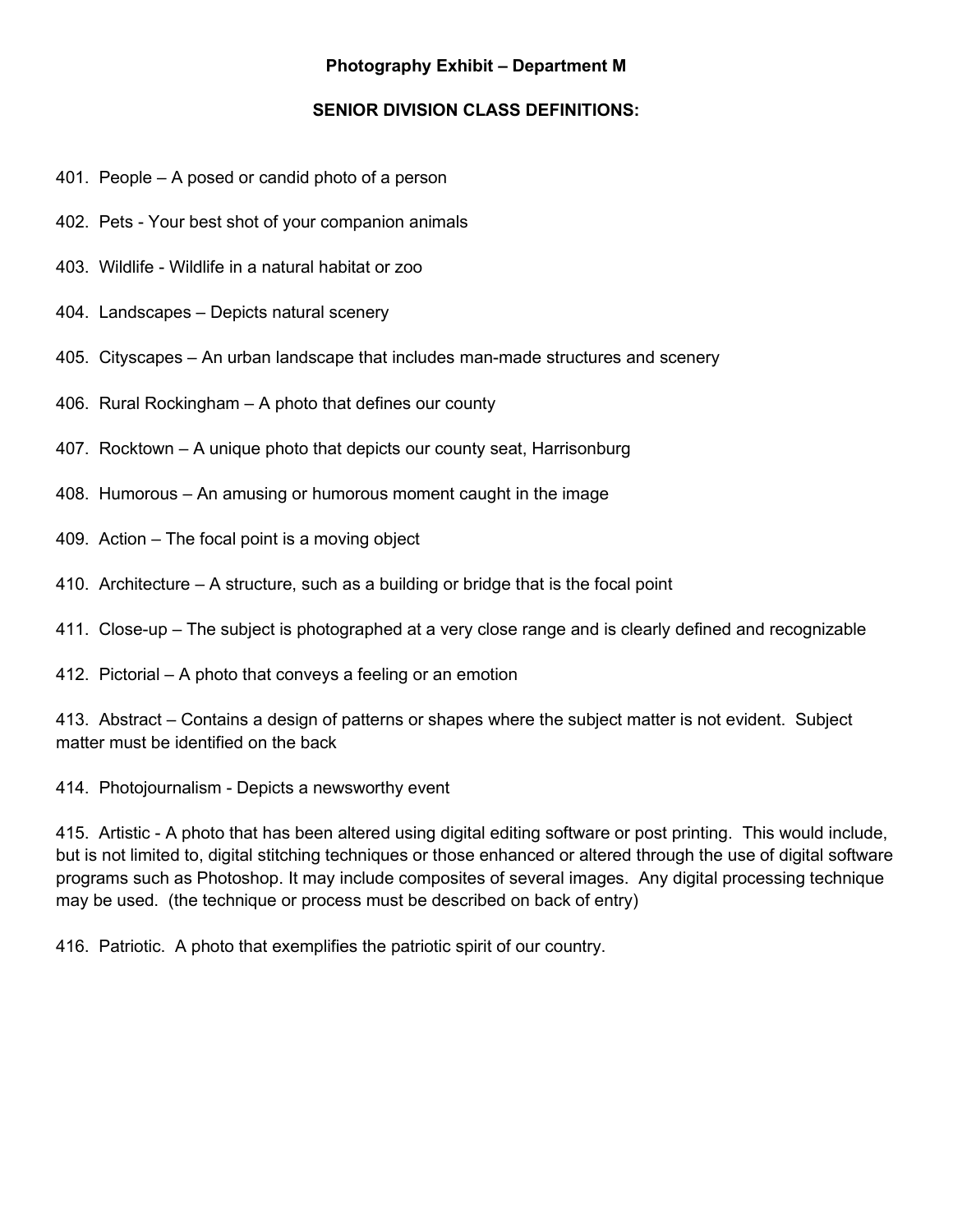# Photography Exhibit – Department M

## SENIOR DIVISION CLASS DEFINITIONS:

401. People – A posed or candid photo of a person

402. Pets - Your best shot of your companion animals

403. Wildlife - Wildlife in a natural habitat or zoo

404. Landscapes – Depicts natural scenery

405. Cityscapes – An urban landscape that includes man-made structures and scenery

406. Rural Rockingham – A photo that defines our county

407. Rocktown – A unique photo that depicts our county seat, Harrisonburg

408. Humorous – An amusing or humorous moment caught in the image

409. Action – The focal point is a moving object

410. Architecture – A structure, such as a building or bridge that is the focal point

411. Close-up – The subject is photographed at a very close range and is clearly defined and recognizable

412. Pictorial – A photo that conveys a feeling or an emotion

413. Abstract – Contains a design of patterns or shapes where the subject matter is not evident. Subject matter must be identified on the back

414. Photojournalism - Depicts a newsworthy event

415. Artistic - A photo that has been altered using digital editing software or post printing. This would include, but is not limited to, digital stitching techniques or those enhanced or altered through the use of digital software programs such as Photoshop. It may include composites of several images. Any digital processing technique may be used. (the technique or process must be described on back of entry)

416. Patriotic. A photo that exemplifies the patriotic spirit of our country.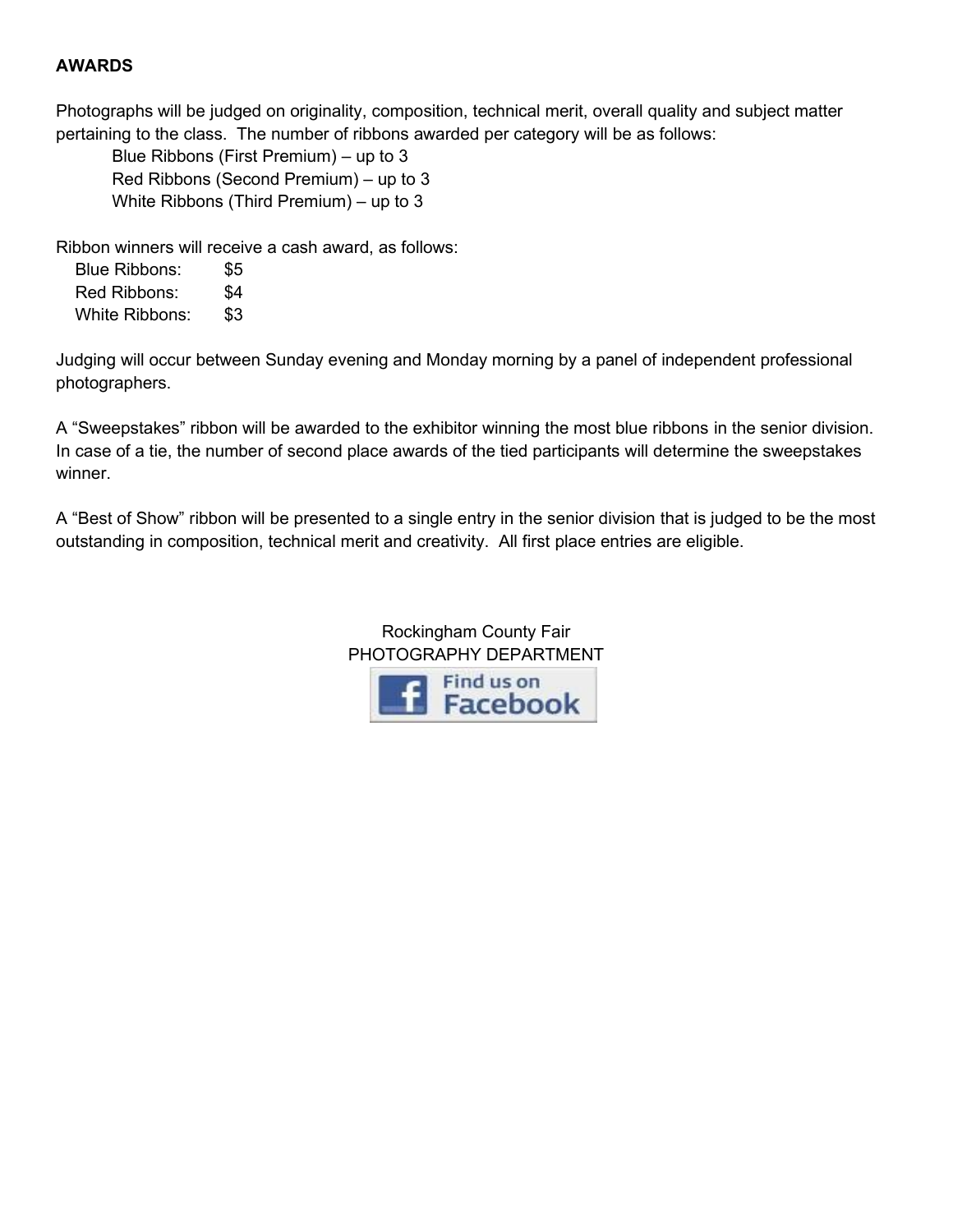**AWARDS**

Photographs will be judged on originality, composition, technical merit, overall quality and subject matter pertaining to the class. The number of ribbons awarded per category will be as follows:

- Blue Ribbons (First Premium) – up to 3
- Red Ribbons (Second Premium) – up to 3
- White Ribbons (Third Premium) – up to 3

Ribbon winners will receive a cash award, as follows:

| | |
|---|---|
| Blue Ribbons: | $5 |
| Red Ribbons: | $4 |
| White Ribbons: | $3 |

Judging will occur between Sunday evening and Monday morning by a panel of independent professional photographers.

A "Sweepstakes" ribbon will be awarded to the exhibitor winning the most blue ribbons in the senior division. In case of a tie, the number of second place awards of the tied participants will determine the sweepstakes winner.

A "Best of Show" ribbon will be presented to a single entry in the senior division that is judged to be the most outstanding in composition, technical merit and creativity. All first place entries are eligible.

Rockingham County Fair
PHOTOGRAPHY DEPARTMENT

Find us on Facebook